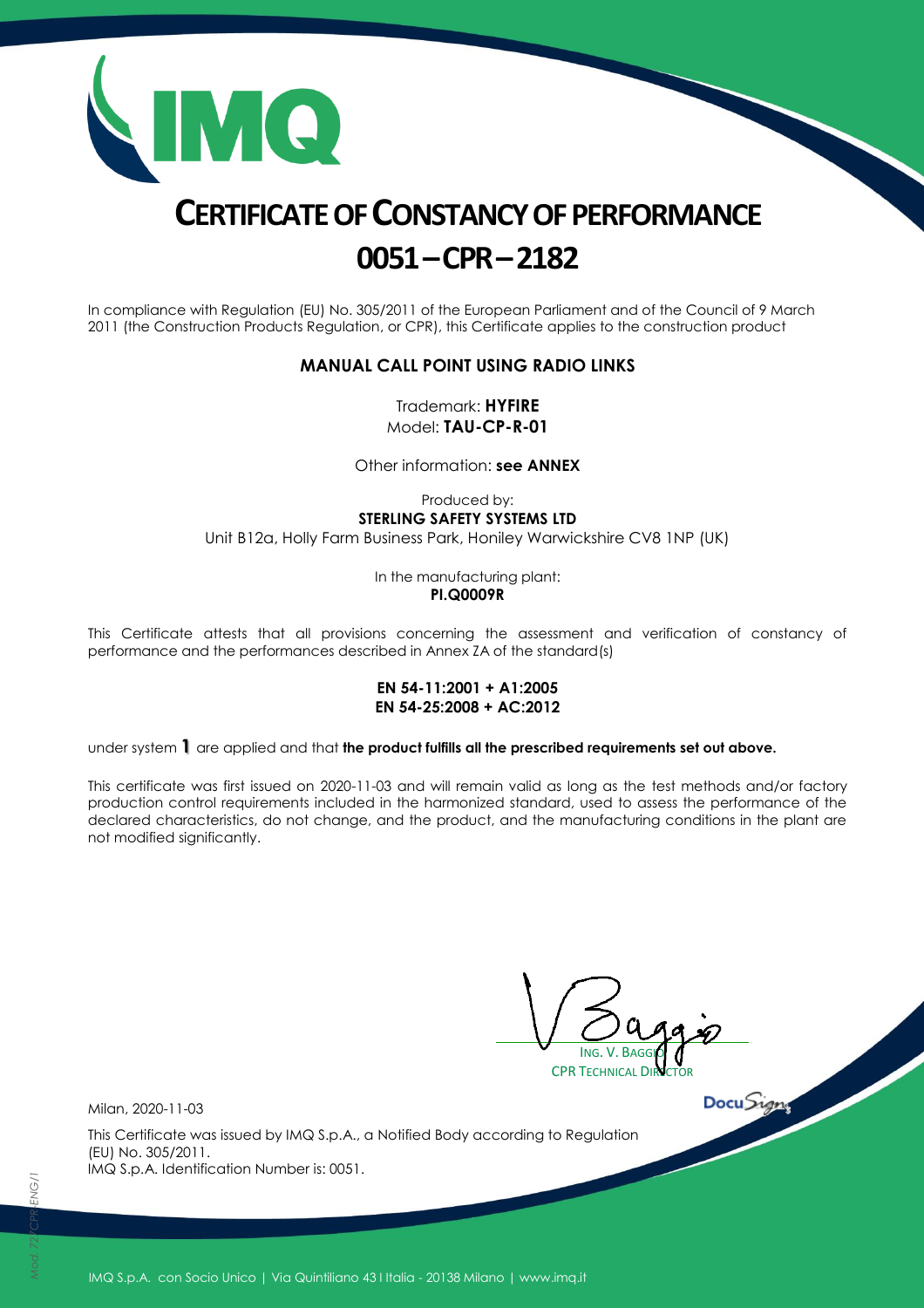# CERTIFICATE OF CONSTANCY OF PERFORMANCE
# 0051 – CPR – 2182

In compliance with Regulation (EU) No. 305/2011 of the European Parliament and of the Council of 9 March 2011 (the Construction Products Regulation, or CPR), this Certificate applies to the construction product

**MANUAL CALL POINT USING RADIO LINKS**

Trademark: **HYFIRE**
Model: **TAU-CP-R-01**

Other information: **see ANNEX**

Produced by:
**STERLING SAFETY SYSTEMS LTD**
Unit B12a, Holly Farm Business Park, Honiley Warwickshire CV8 1NP (UK)

In the manufacturing plant:
**PI.Q0009R**

This Certificate attests that all provisions concerning the assessment and verification of constancy of performance and the performances described in Annex ZA of the standard(s)

**EN 54-11:2001 + A1:2005**
**EN 54-25:2008 + AC:2012**

under system **1** are applied and that **the product fulfills all the prescribed requirements set out above.**

This certificate was first issued on 2020-11-03 and will remain valid as long as the test methods and/or factory production control requirements included in the harmonized standard, used to assess the performance of the declared characteristics, do not change, and the product, and the manufacturing conditions in the plant are not modified significantly.

ING. V. BAGGIO
CPR TECHNICAL DIRECTOR

Milan, 2020-11-03

This Certificate was issued by IMQ S.p.A., a Notified Body according to Regulation (EU) No. 305/2011.
IMQ S.p.A. Identification Number is: 0051.

IMQ S.p.A. con Socio Unico | Via Quintiliano 43 I Italia - 20138 Milano | www.imq.it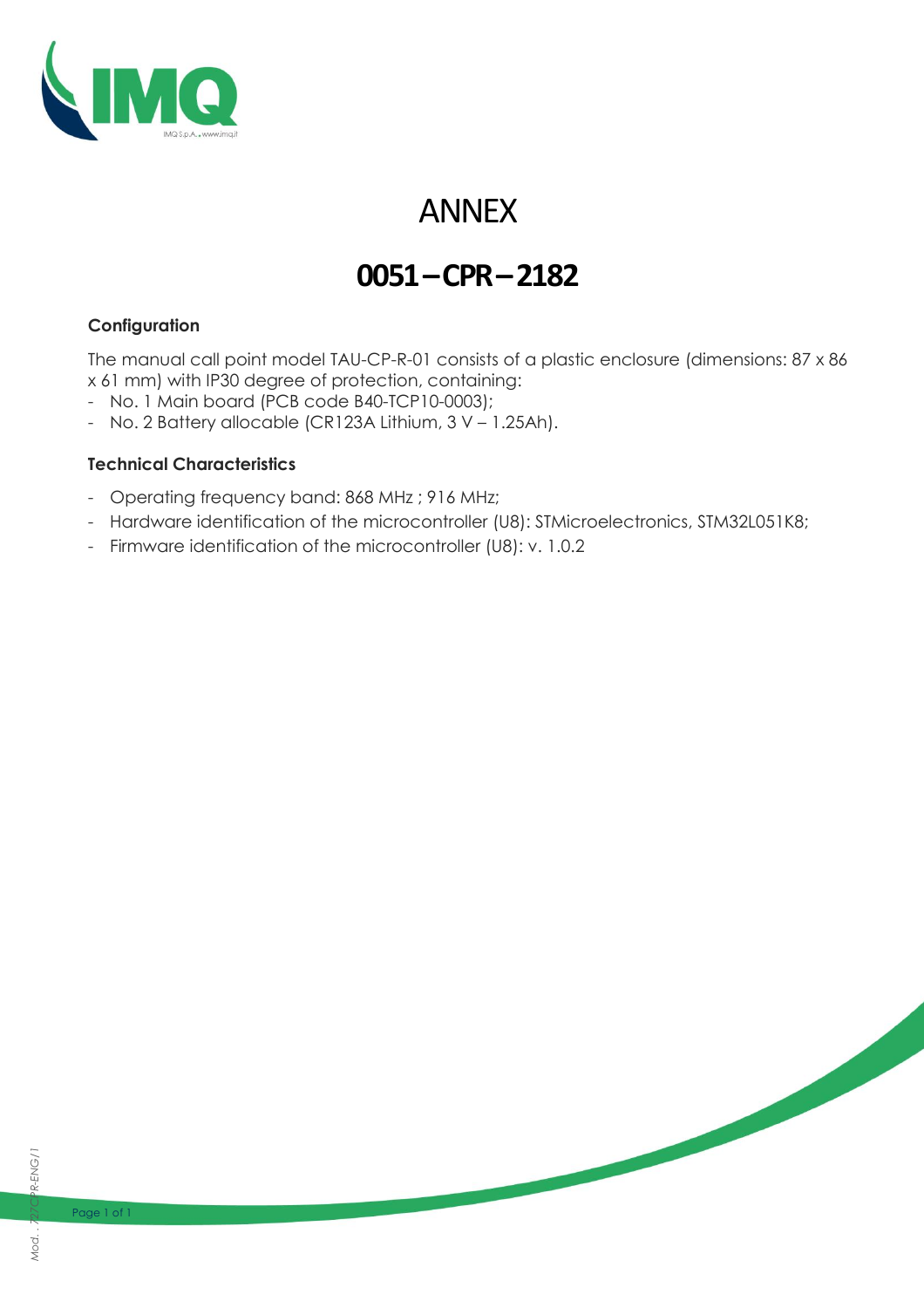# ANNEX

## 0051 – CPR – 2182

### Configuration

The manual call point model TAU-CP-R-01 consists of a plastic enclosure (dimensions: 87 x 86 x 61 mm) with IP30 degree of protection, containing:

- No. 1 Main board (PCB code B40-TCP10-0003);
- No. 2 Battery allocable (CR123A Lithium, 3 V – 1.25Ah).

### Technical Characteristics

- Operating frequency band: 868 MHz ; 916 MHz;
- Hardware identification of the microcontroller (U8): STMicroelectronics, STM32L051K8;
- Firmware identification of the microcontroller (U8): v. 1.0.2